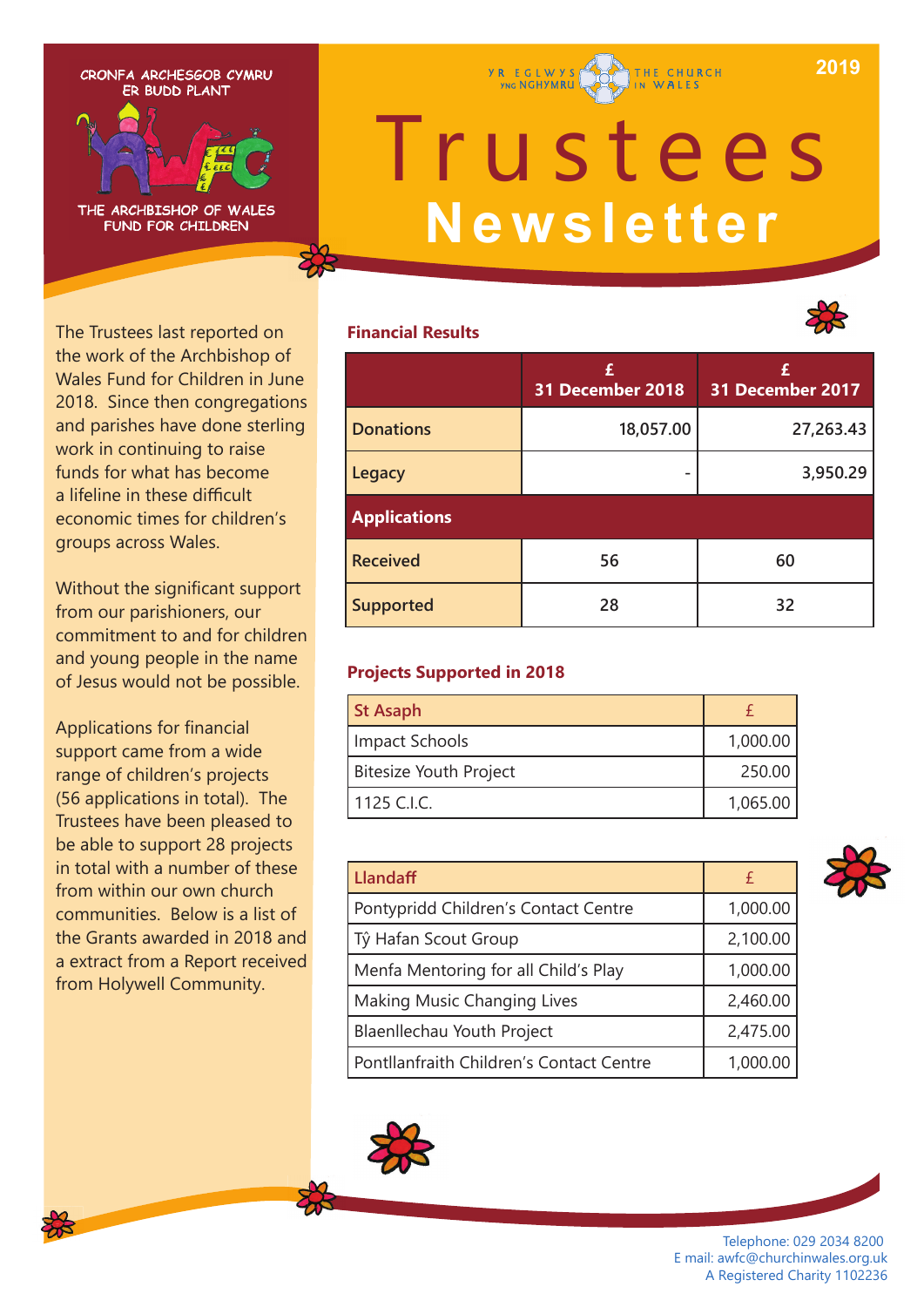CRONFA ARCHESGOB CYMRU
ER BUDD PLANT

THE ARCHBISHOP OF WALES
FUND FOR CHILDREN

YR EGLWYS YNG NGHYMRU | THE CHURCH IN WALES

2019

# Trustees Newsletter

The Trustees last reported on the work of the Archbishop of Wales Fund for Children in June 2018. Since then congregations and parishes have done sterling work in continuing to raise funds for what has become a lifeline in these difficult economic times for children's groups across Wales.

Without the significant support from our parishioners, our commitment to and for children and young people in the name of Jesus would not be possible.

Applications for financial support came from a wide range of children's projects (56 applications in total). The Trustees have been pleased to be able to support 28 projects in total with a number of these from within our own church communities. Below is a list of the Grants awarded in 2018 and a extract from a Report received from Holywell Community.

## Financial Results

| | £ 31 December 2018 | £ 31 December 2017 |
|---|---|---|
| Donations | 18,057.00 | 27,263.43 |
| Legacy | - | 3,950.29 |
| **Applications** | | |
| Received | 56 | 60 |
| Supported | 28 | 32 |

## Projects Supported in 2018

| St Asaph | £ |
|---|---|
| Impact Schools | 1,000.00 |
| Bitesize Youth Project | 250.00 |
| 1125 C.I.C. | 1,065.00 |

| Llandaff | £ |
|---|---|
| Pontypridd Children's Contact Centre | 1,000.00 |
| Tŷ Hafan Scout Group | 2,100.00 |
| Menfa Mentoring for all Child's Play | 1,000.00 |
| Making Music Changing Lives | 2,460.00 |
| Blaenllechau Youth Project | 2,475.00 |
| Pontllanfraith Children's Contact Centre | 1,000.00 |

Telephone: 029 2034 8200
E mail: awfc@churchinwales.org.uk
A Registered Charity 1102236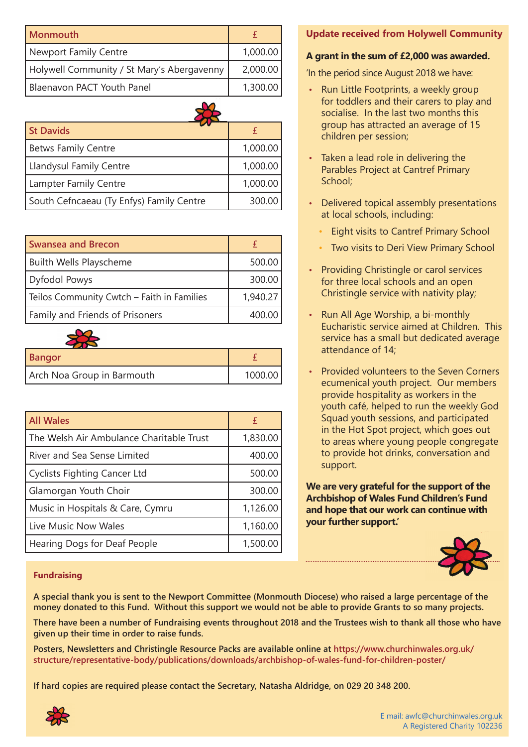| Monmouth | £ |
| --- | --- |
| Newport Family Centre | 1,000.00 |
| Holywell Community / St Mary's Abergavenny | 2,000.00 |
| Blaenavon PACT Youth Panel | 1,300.00 |

| St Davids | £ |
| --- | --- |
| Betws Family Centre | 1,000.00 |
| Llandysul Family Centre | 1,000.00 |
| Lampter Family Centre | 1,000.00 |
| South Cefncaeau (Ty Enfys) Family Centre | 300.00 |

| Swansea and Brecon | £ |
| --- | --- |
| Builth Wells Playscheme | 500.00 |
| Dyfodol Powys | 300.00 |
| Teilos Community Cwtch – Faith in Families | 1,940.27 |
| Family and Friends of Prisoners | 400.00 |

| Bangor | £ |
| --- | --- |
| Arch Noa Group in Barmouth | 1000.00 |

| All Wales | £ |
| --- | --- |
| The Welsh Air Ambulance Charitable Trust | 1,830.00 |
| River and Sea Sense Limited | 400.00 |
| Cyclists Fighting Cancer Ltd | 500.00 |
| Glamorgan Youth Choir | 300.00 |
| Music in Hospitals & Care, Cymru | 1,126.00 |
| Live Music Now Wales | 1,160.00 |
| Hearing Dogs for Deaf People | 1,500.00 |

## Update received from Holywell Community

**A grant in the sum of £2,000 was awarded.**

'In the period since August 2018 we have:

- Run Little Footprints, a weekly group for toddlers and their carers to play and socialise. In the last two months this group has attracted an average of 15 children per session;
- Taken a lead role in delivering the Parables Project at Cantref Primary School;
- Delivered topical assembly presentations at local schools, including:
  - Eight visits to Cantref Primary School
  - Two visits to Deri View Primary School
- Providing Christingle or carol services for three local schools and an open Christingle service with nativity play;
- Run All Age Worship, a bi-monthly Eucharistic service aimed at Children. This service has a small but dedicated average attendance of 14;
- Provided volunteers to the Seven Corners ecumenical youth project. Our members provide hospitality as workers in the youth café, helped to run the weekly God Squad youth sessions, and participated in the Hot Spot project, which goes out to areas where young people congregate to provide hot drinks, conversation and support.

**We are very grateful for the support of the Archbishop of Wales Fund Children's Fund and hope that our work can continue with your further support.'**

## Fundraising

**A special thank you is sent to the Newport Committee (Monmouth Diocese) who raised a large percentage of the money donated to this Fund. Without this support we would not be able to provide Grants to so many projects.**

**There have been a number of Fundraising events throughout 2018 and the Trustees wish to thank all those who have given up their time in order to raise funds.**

**Posters, Newsletters and Christingle Resource Packs are available online at https://www.churchinwales.org.uk/structure/representative-body/publications/downloads/archbishop-of-wales-fund-for-children-poster/**

**If hard copies are required please contact the Secretary, Natasha Aldridge, on 029 20 348 200.**

E mail: awfc@churchinwales.org.uk
A Registered Charity 102236